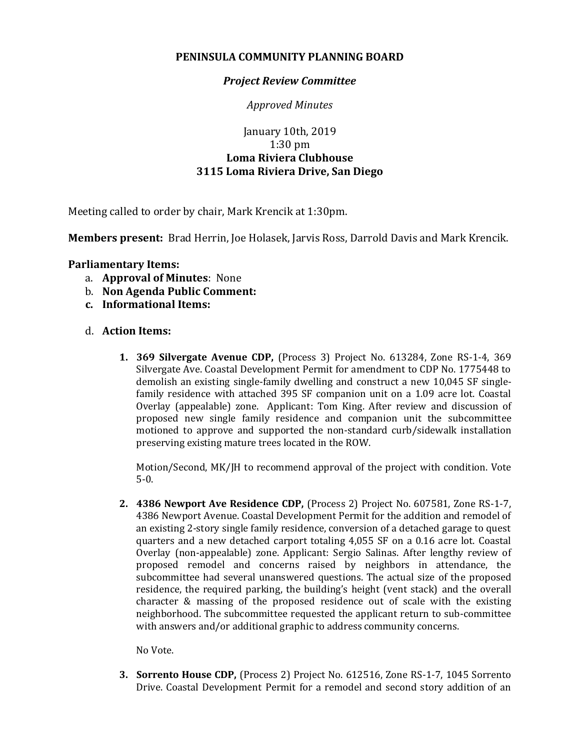# PENINSULA COMMUNITY PLANNING BOARD

## *Project Review Committee*

*Approved Minutes*

January 10th, 2019
1:30 pm
**Loma Riviera Clubhouse**
**3115 Loma Riviera Drive, San Diego**

Meeting called to order by chair, Mark Krencik at 1:30pm.

**Members present:** Brad Herrin, Joe Holasek, Jarvis Ross, Darrold Davis and Mark Krencik.

**Parliamentary Items:**

a. **Approval of Minutes**: None
b. **Non Agenda Public Comment:**
c. **Informational Items:**

d. **Action Items:**

1. **369 Silvergate Avenue CDP,** (Process 3) Project No. 613284, Zone RS-1-4, 369 Silvergate Ave. Coastal Development Permit for amendment to CDP No. 1775448 to demolish an existing single-family dwelling and construct a new 10,045 SF single-family residence with attached 395 SF companion unit on a 1.09 acre lot. Coastal Overlay (appealable) zone. Applicant: Tom King. After review and discussion of proposed new single family residence and companion unit the subcommittee motioned to approve and supported the non-standard curb/sidewalk installation preserving existing mature trees located in the ROW.

   Motion/Second, MK/JH to recommend approval of the project with condition. Vote 5-0.

2. **4386 Newport Ave Residence CDP,** (Process 2) Project No. 607581, Zone RS-1-7, 4386 Newport Avenue. Coastal Development Permit for the addition and remodel of an existing 2-story single family residence, conversion of a detached garage to quest quarters and a new detached carport totaling 4,055 SF on a 0.16 acre lot. Coastal Overlay (non-appealable) zone. Applicant: Sergio Salinas. After lengthy review of proposed remodel and concerns raised by neighbors in attendance, the subcommittee had several unanswered questions. The actual size of the proposed residence, the required parking, the building's height (vent stack) and the overall character & massing of the proposed residence out of scale with the existing neighborhood. The subcommittee requested the applicant return to sub-committee with answers and/or additional graphic to address community concerns.

   No Vote.

3. **Sorrento House CDP,** (Process 2) Project No. 612516, Zone RS-1-7, 1045 Sorrento Drive. Coastal Development Permit for a remodel and second story addition of an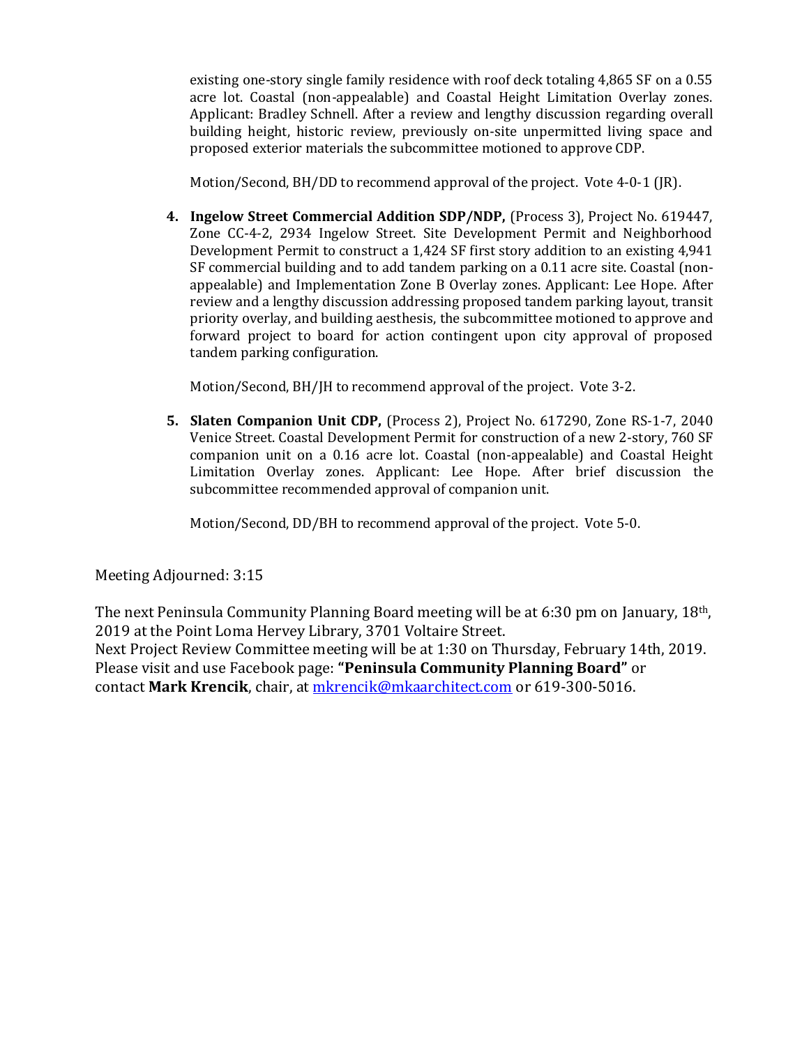existing one-story single family residence with roof deck totaling 4,865 SF on a 0.55 acre lot. Coastal (non-appealable) and Coastal Height Limitation Overlay zones. Applicant: Bradley Schnell. After a review and lengthy discussion regarding overall building height, historic review, previously on-site unpermitted living space and proposed exterior materials the subcommittee motioned to approve CDP.

Motion/Second, BH/DD to recommend approval of the project. Vote 4-0-1 (JR).

4. **Ingelow Street Commercial Addition SDP/NDP,** (Process 3), Project No. 619447, Zone CC-4-2, 2934 Ingelow Street. Site Development Permit and Neighborhood Development Permit to construct a 1,424 SF first story addition to an existing 4,941 SF commercial building and to add tandem parking on a 0.11 acre site. Coastal (non-appealable) and Implementation Zone B Overlay zones. Applicant: Lee Hope. After review and a lengthy discussion addressing proposed tandem parking layout, transit priority overlay, and building aesthesis, the subcommittee motioned to approve and forward project to board for action contingent upon city approval of proposed tandem parking configuration.

   Motion/Second, BH/JH to recommend approval of the project. Vote 3-2.

5. **Slaten Companion Unit CDP,** (Process 2), Project No. 617290, Zone RS-1-7, 2040 Venice Street. Coastal Development Permit for construction of a new 2-story, 760 SF companion unit on a 0.16 acre lot. Coastal (non-appealable) and Coastal Height Limitation Overlay zones. Applicant: Lee Hope. After brief discussion the subcommittee recommended approval of companion unit.

   Motion/Second, DD/BH to recommend approval of the project. Vote 5-0.

Meeting Adjourned: 3:15

The next Peninsula Community Planning Board meeting will be at 6:30 pm on January, 18th, 2019 at the Point Loma Hervey Library, 3701 Voltaire Street.
Next Project Review Committee meeting will be at 1:30 on Thursday, February 14th, 2019.
Please visit and use Facebook page: **"Peninsula Community Planning Board"** or contact **Mark Krencik**, chair, at mkrencik@mkaarchitect.com or 619-300-5016.